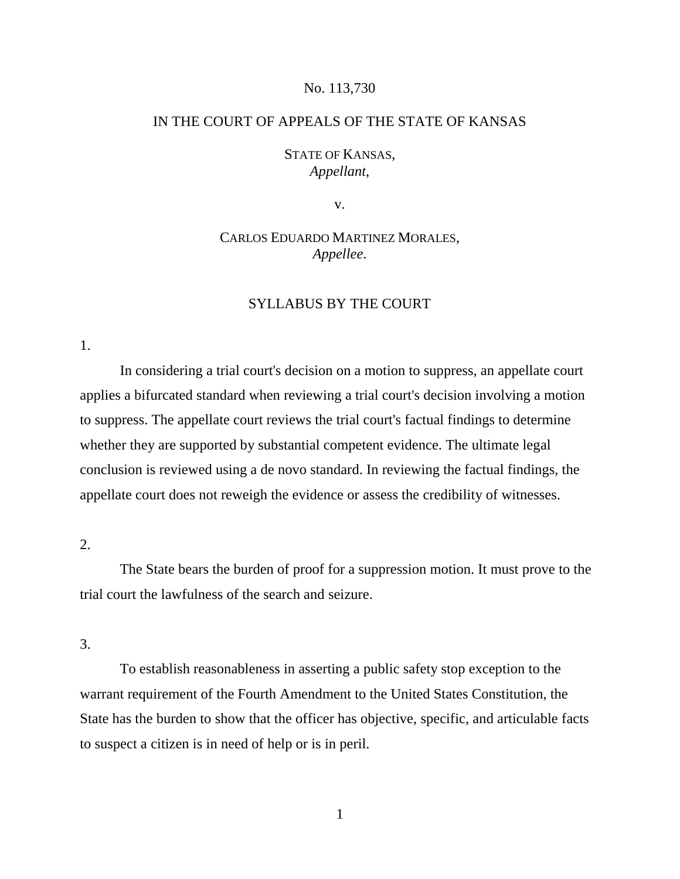No. 113,730

IN THE COURT OF APPEALS OF THE STATE OF KANSAS

STATE OF KANSAS,
*Appellant*,

v.

CARLOS EDUARDO MARTINEZ MORALES,
*Appellee*.

## SYLLABUS BY THE COURT

1.

In considering a trial court's decision on a motion to suppress, an appellate court applies a bifurcated standard when reviewing a trial court's decision involving a motion to suppress. The appellate court reviews the trial court's factual findings to determine whether they are supported by substantial competent evidence. The ultimate legal conclusion is reviewed using a de novo standard. In reviewing the factual findings, the appellate court does not reweigh the evidence or assess the credibility of witnesses.

2.

The State bears the burden of proof for a suppression motion. It must prove to the trial court the lawfulness of the search and seizure.

3.

To establish reasonableness in asserting a public safety stop exception to the warrant requirement of the Fourth Amendment to the United States Constitution, the State has the burden to show that the officer has objective, specific, and articulable facts to suspect a citizen is in need of help or is in peril.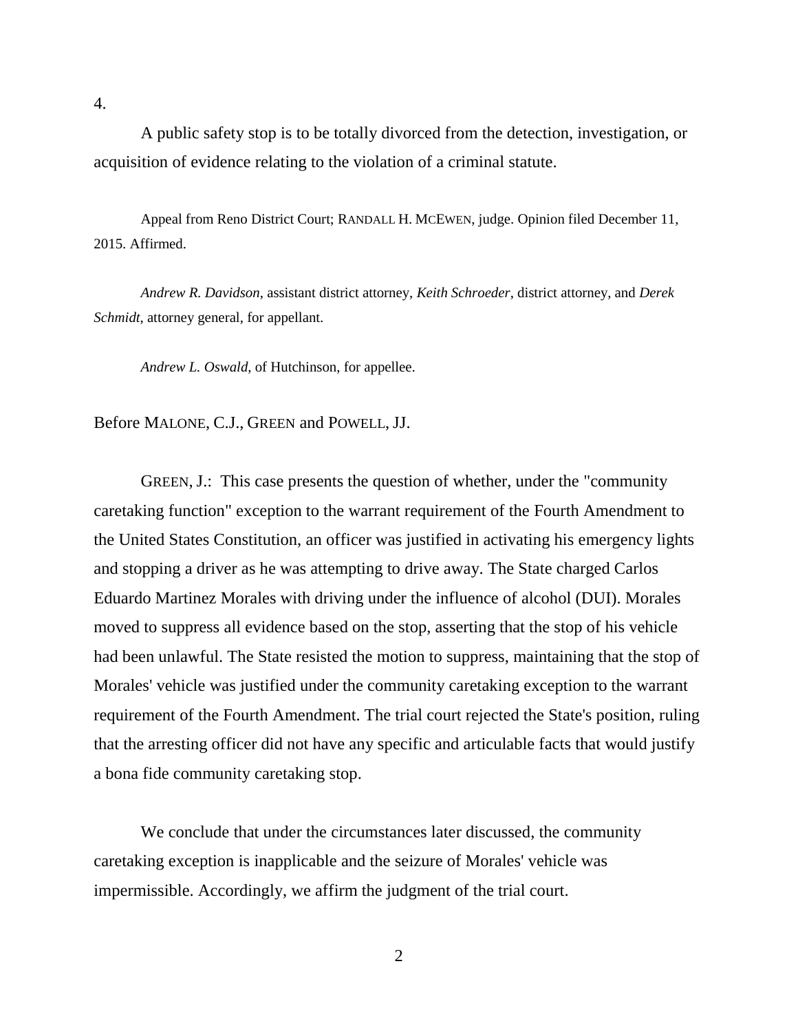4.

A public safety stop is to be totally divorced from the detection, investigation, or acquisition of evidence relating to the violation of a criminal statute.

Appeal from Reno District Court; RANDALL H. MCEWEN, judge. Opinion filed December 11, 2015. Affirmed.

*Andrew R. Davidson*, assistant district attorney, *Keith Schroeder*, district attorney, and *Derek Schmidt*, attorney general, for appellant.

*Andrew L. Oswald*, of Hutchinson, for appellee.

Before MALONE, C.J., GREEN and POWELL, JJ.

GREEN, J.: This case presents the question of whether, under the "community caretaking function" exception to the warrant requirement of the Fourth Amendment to the United States Constitution, an officer was justified in activating his emergency lights and stopping a driver as he was attempting to drive away. The State charged Carlos Eduardo Martinez Morales with driving under the influence of alcohol (DUI). Morales moved to suppress all evidence based on the stop, asserting that the stop of his vehicle had been unlawful. The State resisted the motion to suppress, maintaining that the stop of Morales' vehicle was justified under the community caretaking exception to the warrant requirement of the Fourth Amendment. The trial court rejected the State's position, ruling that the arresting officer did not have any specific and articulable facts that would justify a bona fide community caretaking stop.

We conclude that under the circumstances later discussed, the community caretaking exception is inapplicable and the seizure of Morales' vehicle was impermissible. Accordingly, we affirm the judgment of the trial court.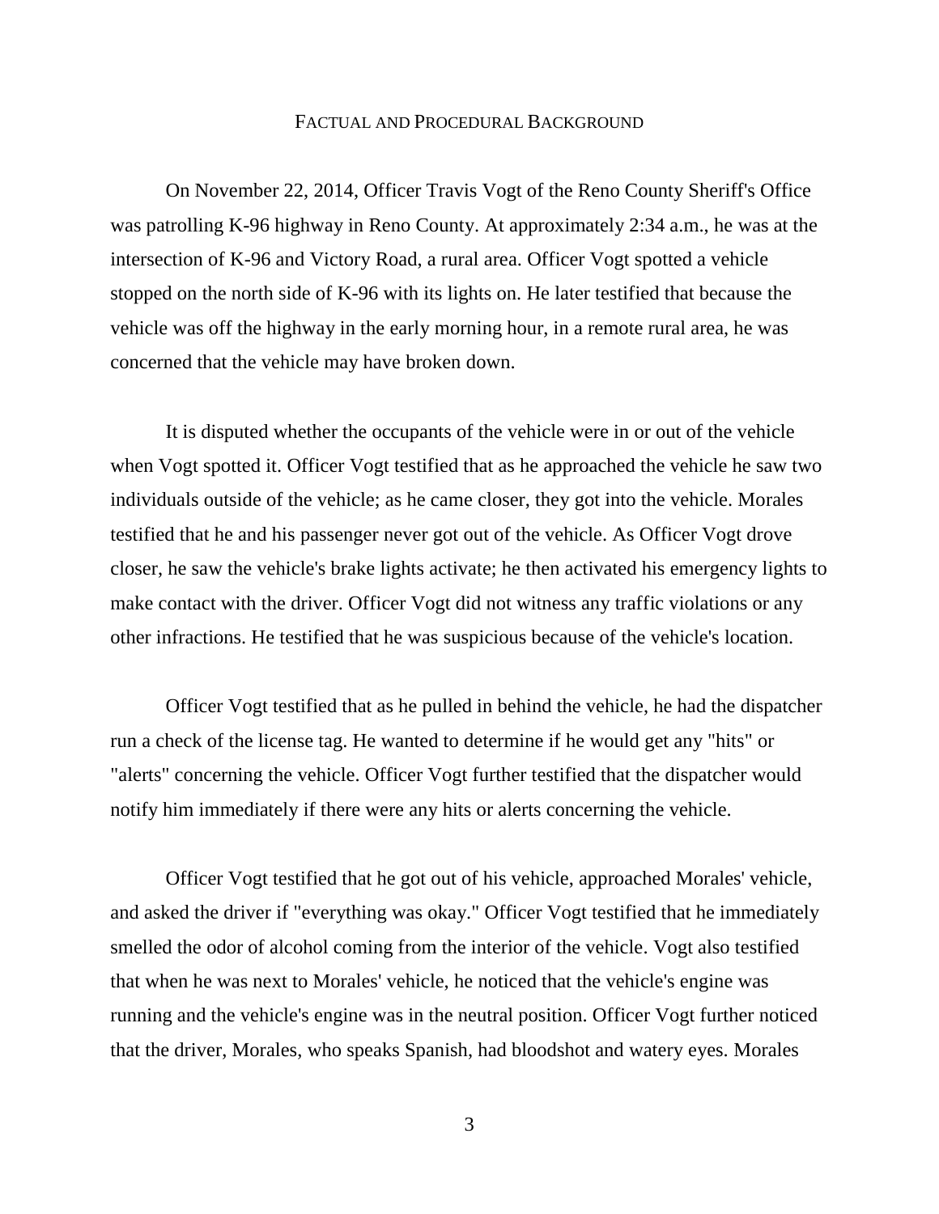## Factual and Procedural Background

On November 22, 2014, Officer Travis Vogt of the Reno County Sheriff's Office was patrolling K-96 highway in Reno County. At approximately 2:34 a.m., he was at the intersection of K-96 and Victory Road, a rural area. Officer Vogt spotted a vehicle stopped on the north side of K-96 with its lights on. He later testified that because the vehicle was off the highway in the early morning hour, in a remote rural area, he was concerned that the vehicle may have broken down.

It is disputed whether the occupants of the vehicle were in or out of the vehicle when Vogt spotted it. Officer Vogt testified that as he approached the vehicle he saw two individuals outside of the vehicle; as he came closer, they got into the vehicle. Morales testified that he and his passenger never got out of the vehicle. As Officer Vogt drove closer, he saw the vehicle's brake lights activate; he then activated his emergency lights to make contact with the driver. Officer Vogt did not witness any traffic violations or any other infractions. He testified that he was suspicious because of the vehicle's location.

Officer Vogt testified that as he pulled in behind the vehicle, he had the dispatcher run a check of the license tag. He wanted to determine if he would get any "hits" or "alerts" concerning the vehicle. Officer Vogt further testified that the dispatcher would notify him immediately if there were any hits or alerts concerning the vehicle.

Officer Vogt testified that he got out of his vehicle, approached Morales' vehicle, and asked the driver if "everything was okay." Officer Vogt testified that he immediately smelled the odor of alcohol coming from the interior of the vehicle. Vogt also testified that when he was next to Morales' vehicle, he noticed that the vehicle's engine was running and the vehicle's engine was in the neutral position. Officer Vogt further noticed that the driver, Morales, who speaks Spanish, had bloodshot and watery eyes. Morales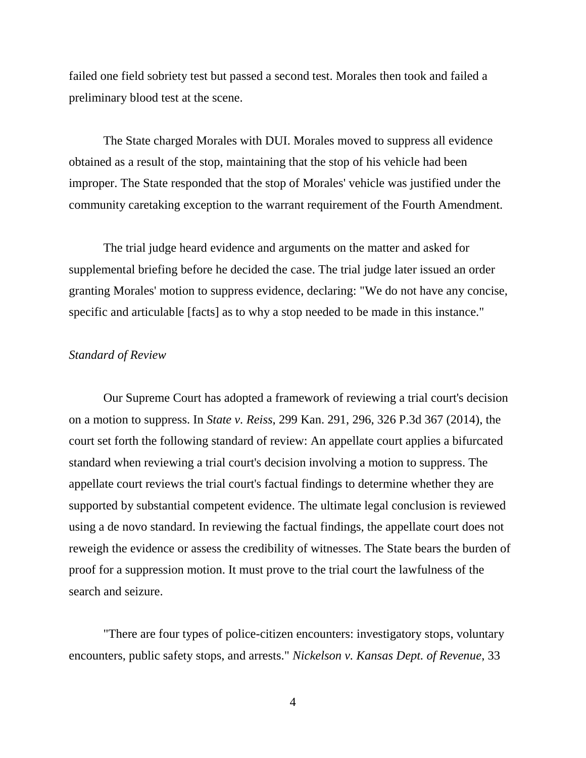failed one field sobriety test but passed a second test. Morales then took and failed a preliminary blood test at the scene.

The State charged Morales with DUI. Morales moved to suppress all evidence obtained as a result of the stop, maintaining that the stop of his vehicle had been improper. The State responded that the stop of Morales' vehicle was justified under the community caretaking exception to the warrant requirement of the Fourth Amendment.

The trial judge heard evidence and arguments on the matter and asked for supplemental briefing before he decided the case. The trial judge later issued an order granting Morales' motion to suppress evidence, declaring: "We do not have any concise, specific and articulable [facts] as to why a stop needed to be made in this instance."

*Standard of Review*

Our Supreme Court has adopted a framework of reviewing a trial court's decision on a motion to suppress. In *State v. Reiss*, 299 Kan. 291, 296, 326 P.3d 367 (2014), the court set forth the following standard of review: An appellate court applies a bifurcated standard when reviewing a trial court's decision involving a motion to suppress. The appellate court reviews the trial court's factual findings to determine whether they are supported by substantial competent evidence. The ultimate legal conclusion is reviewed using a de novo standard. In reviewing the factual findings, the appellate court does not reweigh the evidence or assess the credibility of witnesses. The State bears the burden of proof for a suppression motion. It must prove to the trial court the lawfulness of the search and seizure.

"There are four types of police-citizen encounters: investigatory stops, voluntary encounters, public safety stops, and arrests." *Nickelson v. Kansas Dept. of Revenue*, 33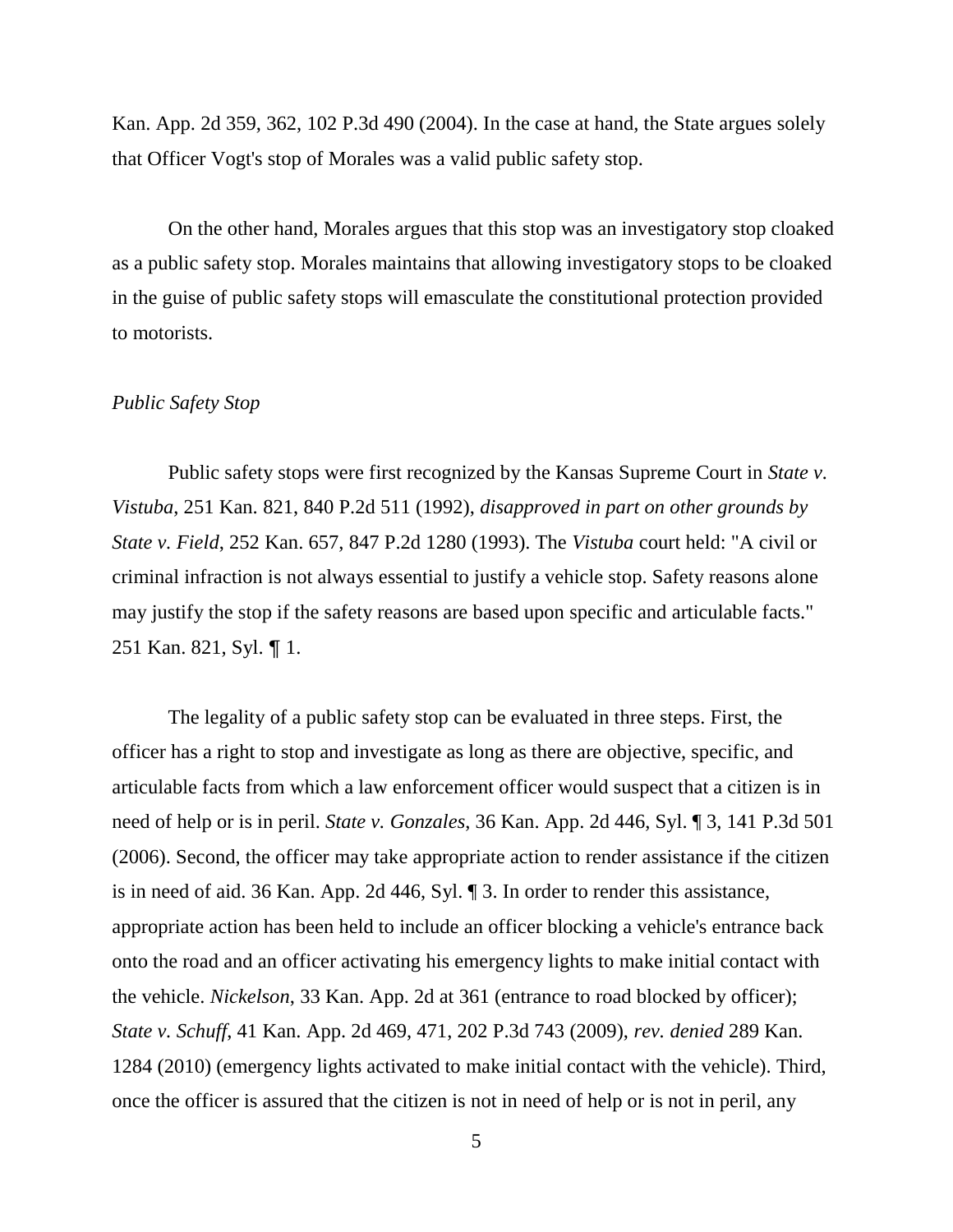Kan. App. 2d 359, 362, 102 P.3d 490 (2004). In the case at hand, the State argues solely that Officer Vogt's stop of Morales was a valid public safety stop.

On the other hand, Morales argues that this stop was an investigatory stop cloaked as a public safety stop. Morales maintains that allowing investigatory stops to be cloaked in the guise of public safety stops will emasculate the constitutional protection provided to motorists.

*Public Safety Stop*

Public safety stops were first recognized by the Kansas Supreme Court in *State v. Vistuba*, 251 Kan. 821, 840 P.2d 511 (1992), *disapproved in part on other grounds by State v. Field*, 252 Kan. 657, 847 P.2d 1280 (1993). The *Vistuba* court held: "A civil or criminal infraction is not always essential to justify a vehicle stop. Safety reasons alone may justify the stop if the safety reasons are based upon specific and articulable facts." 251 Kan. 821, Syl. ¶ 1.

The legality of a public safety stop can be evaluated in three steps. First, the officer has a right to stop and investigate as long as there are objective, specific, and articulable facts from which a law enforcement officer would suspect that a citizen is in need of help or is in peril. *State v. Gonzales*, 36 Kan. App. 2d 446, Syl. ¶ 3, 141 P.3d 501 (2006). Second, the officer may take appropriate action to render assistance if the citizen is in need of aid. 36 Kan. App. 2d 446, Syl. ¶ 3. In order to render this assistance, appropriate action has been held to include an officer blocking a vehicle's entrance back onto the road and an officer activating his emergency lights to make initial contact with the vehicle. *Nickelson*, 33 Kan. App. 2d at 361 (entrance to road blocked by officer); *State v. Schuff*, 41 Kan. App. 2d 469, 471, 202 P.3d 743 (2009), *rev. denied* 289 Kan. 1284 (2010) (emergency lights activated to make initial contact with the vehicle). Third, once the officer is assured that the citizen is not in need of help or is not in peril, any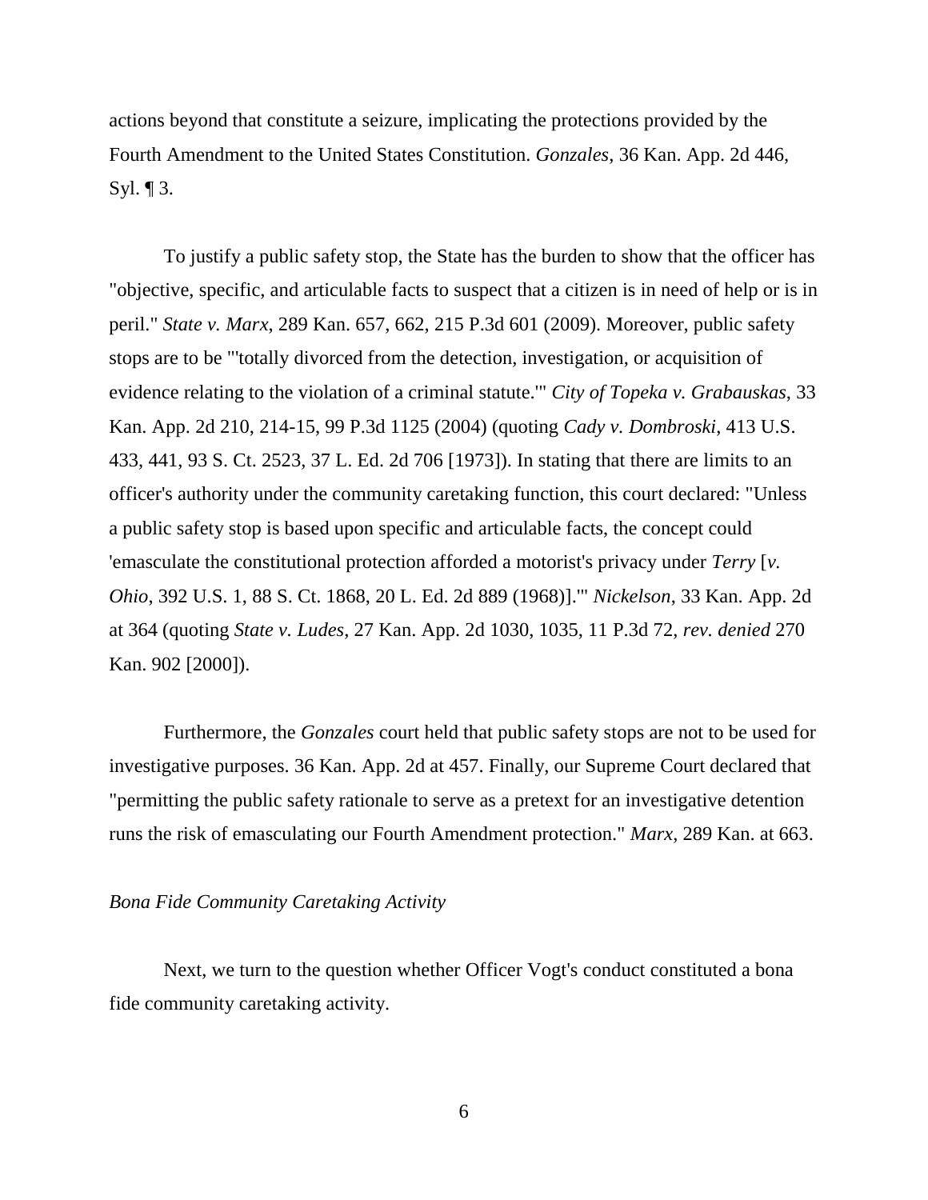actions beyond that constitute a seizure, implicating the protections provided by the Fourth Amendment to the United States Constitution. *Gonzales*, 36 Kan. App. 2d 446, Syl. ¶ 3.

To justify a public safety stop, the State has the burden to show that the officer has "objective, specific, and articulable facts to suspect that a citizen is in need of help or is in peril." *State v. Marx*, 289 Kan. 657, 662, 215 P.3d 601 (2009). Moreover, public safety stops are to be "'totally divorced from the detection, investigation, or acquisition of evidence relating to the violation of a criminal statute.'" *City of Topeka v. Grabauskas*, 33 Kan. App. 2d 210, 214-15, 99 P.3d 1125 (2004) (quoting *Cady v. Dombroski*, 413 U.S. 433, 441, 93 S. Ct. 2523, 37 L. Ed. 2d 706 [1973]). In stating that there are limits to an officer's authority under the community caretaking function, this court declared: "Unless a public safety stop is based upon specific and articulable facts, the concept could 'emasculate the constitutional protection afforded a motorist's privacy under *Terry* [*v. Ohio*, 392 U.S. 1, 88 S. Ct. 1868, 20 L. Ed. 2d 889 (1968)].'" *Nickelson*, 33 Kan. App. 2d at 364 (quoting *State v. Ludes*, 27 Kan. App. 2d 1030, 1035, 11 P.3d 72, *rev. denied* 270 Kan. 902 [2000]).

Furthermore, the *Gonzales* court held that public safety stops are not to be used for investigative purposes. 36 Kan. App. 2d at 457. Finally, our Supreme Court declared that "permitting the public safety rationale to serve as a pretext for an investigative detention runs the risk of emasculating our Fourth Amendment protection." *Marx*, 289 Kan. at 663.

*Bona Fide Community Caretaking Activity*

Next, we turn to the question whether Officer Vogt's conduct constituted a bona fide community caretaking activity.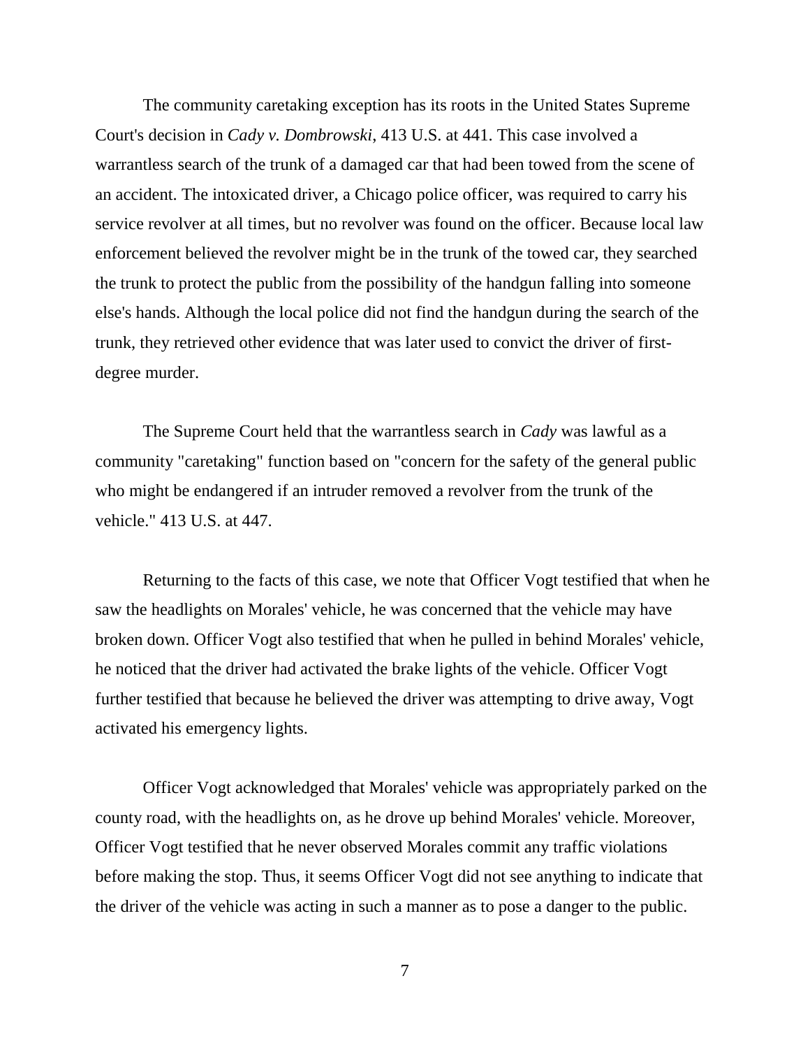The community caretaking exception has its roots in the United States Supreme Court's decision in *Cady v. Dombrowski*, 413 U.S. at 441. This case involved a warrantless search of the trunk of a damaged car that had been towed from the scene of an accident. The intoxicated driver, a Chicago police officer, was required to carry his service revolver at all times, but no revolver was found on the officer. Because local law enforcement believed the revolver might be in the trunk of the towed car, they searched the trunk to protect the public from the possibility of the handgun falling into someone else's hands. Although the local police did not find the handgun during the search of the trunk, they retrieved other evidence that was later used to convict the driver of first-degree murder.

The Supreme Court held that the warrantless search in *Cady* was lawful as a community "caretaking" function based on "concern for the safety of the general public who might be endangered if an intruder removed a revolver from the trunk of the vehicle." 413 U.S. at 447.

Returning to the facts of this case, we note that Officer Vogt testified that when he saw the headlights on Morales' vehicle, he was concerned that the vehicle may have broken down. Officer Vogt also testified that when he pulled in behind Morales' vehicle, he noticed that the driver had activated the brake lights of the vehicle. Officer Vogt further testified that because he believed the driver was attempting to drive away, Vogt activated his emergency lights.

Officer Vogt acknowledged that Morales' vehicle was appropriately parked on the county road, with the headlights on, as he drove up behind Morales' vehicle. Moreover, Officer Vogt testified that he never observed Morales commit any traffic violations before making the stop. Thus, it seems Officer Vogt did not see anything to indicate that the driver of the vehicle was acting in such a manner as to pose a danger to the public.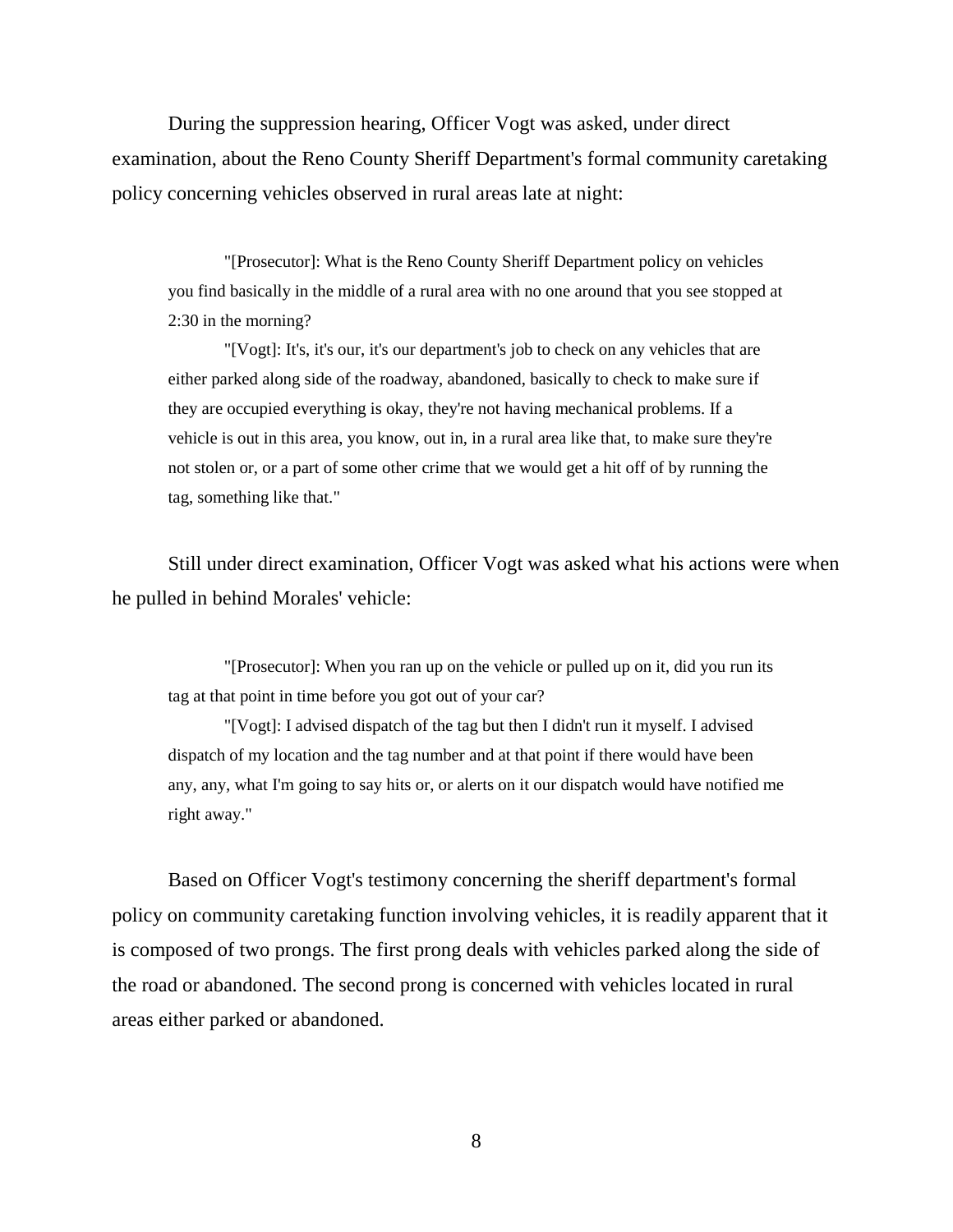During the suppression hearing, Officer Vogt was asked, under direct examination, about the Reno County Sheriff Department's formal community caretaking policy concerning vehicles observed in rural areas late at night:

> "[Prosecutor]: What is the Reno County Sheriff Department policy on vehicles you find basically in the middle of a rural area with no one around that you see stopped at 2:30 in the morning?
>
> "[Vogt]: It's, it's our, it's our department's job to check on any vehicles that are either parked along side of the roadway, abandoned, basically to check to make sure if they are occupied everything is okay, they're not having mechanical problems. If a vehicle is out in this area, you know, out in, in a rural area like that, to make sure they're not stolen or, or a part of some other crime that we would get a hit off of by running the tag, something like that."

Still under direct examination, Officer Vogt was asked what his actions were when he pulled in behind Morales' vehicle:

> "[Prosecutor]: When you ran up on the vehicle or pulled up on it, did you run its tag at that point in time before you got out of your car?
>
> "[Vogt]: I advised dispatch of the tag but then I didn't run it myself. I advised dispatch of my location and the tag number and at that point if there would have been any, any, what I'm going to say hits or, or alerts on it our dispatch would have notified me right away."

Based on Officer Vogt's testimony concerning the sheriff department's formal policy on community caretaking function involving vehicles, it is readily apparent that it is composed of two prongs. The first prong deals with vehicles parked along the side of the road or abandoned. The second prong is concerned with vehicles located in rural areas either parked or abandoned.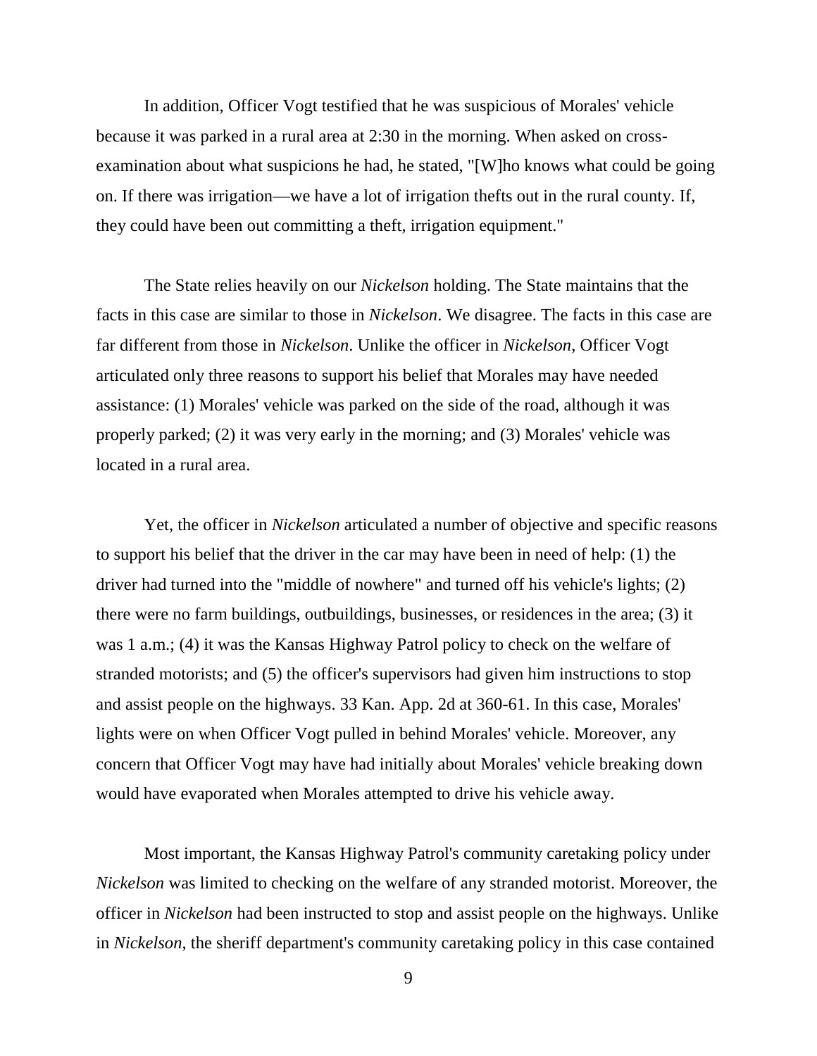In addition, Officer Vogt testified that he was suspicious of Morales' vehicle because it was parked in a rural area at 2:30 in the morning. When asked on cross-examination about what suspicions he had, he stated, "[W]ho knows what could be going on. If there was irrigation—we have a lot of irrigation thefts out in the rural county. If, they could have been out committing a theft, irrigation equipment."

The State relies heavily on our *Nickelson* holding. The State maintains that the facts in this case are similar to those in *Nickelson*. We disagree. The facts in this case are far different from those in *Nickelson*. Unlike the officer in *Nickelson*, Officer Vogt articulated only three reasons to support his belief that Morales may have needed assistance: (1) Morales' vehicle was parked on the side of the road, although it was properly parked; (2) it was very early in the morning; and (3) Morales' vehicle was located in a rural area.

Yet, the officer in *Nickelson* articulated a number of objective and specific reasons to support his belief that the driver in the car may have been in need of help: (1) the driver had turned into the "middle of nowhere" and turned off his vehicle's lights; (2) there were no farm buildings, outbuildings, businesses, or residences in the area; (3) it was 1 a.m.; (4) it was the Kansas Highway Patrol policy to check on the welfare of stranded motorists; and (5) the officer's supervisors had given him instructions to stop and assist people on the highways. 33 Kan. App. 2d at 360-61. In this case, Morales' lights were on when Officer Vogt pulled in behind Morales' vehicle. Moreover, any concern that Officer Vogt may have had initially about Morales' vehicle breaking down would have evaporated when Morales attempted to drive his vehicle away.

Most important, the Kansas Highway Patrol's community caretaking policy under *Nickelson* was limited to checking on the welfare of any stranded motorist. Moreover, the officer in *Nickelson* had been instructed to stop and assist people on the highways. Unlike in *Nickelson*, the sheriff department's community caretaking policy in this case contained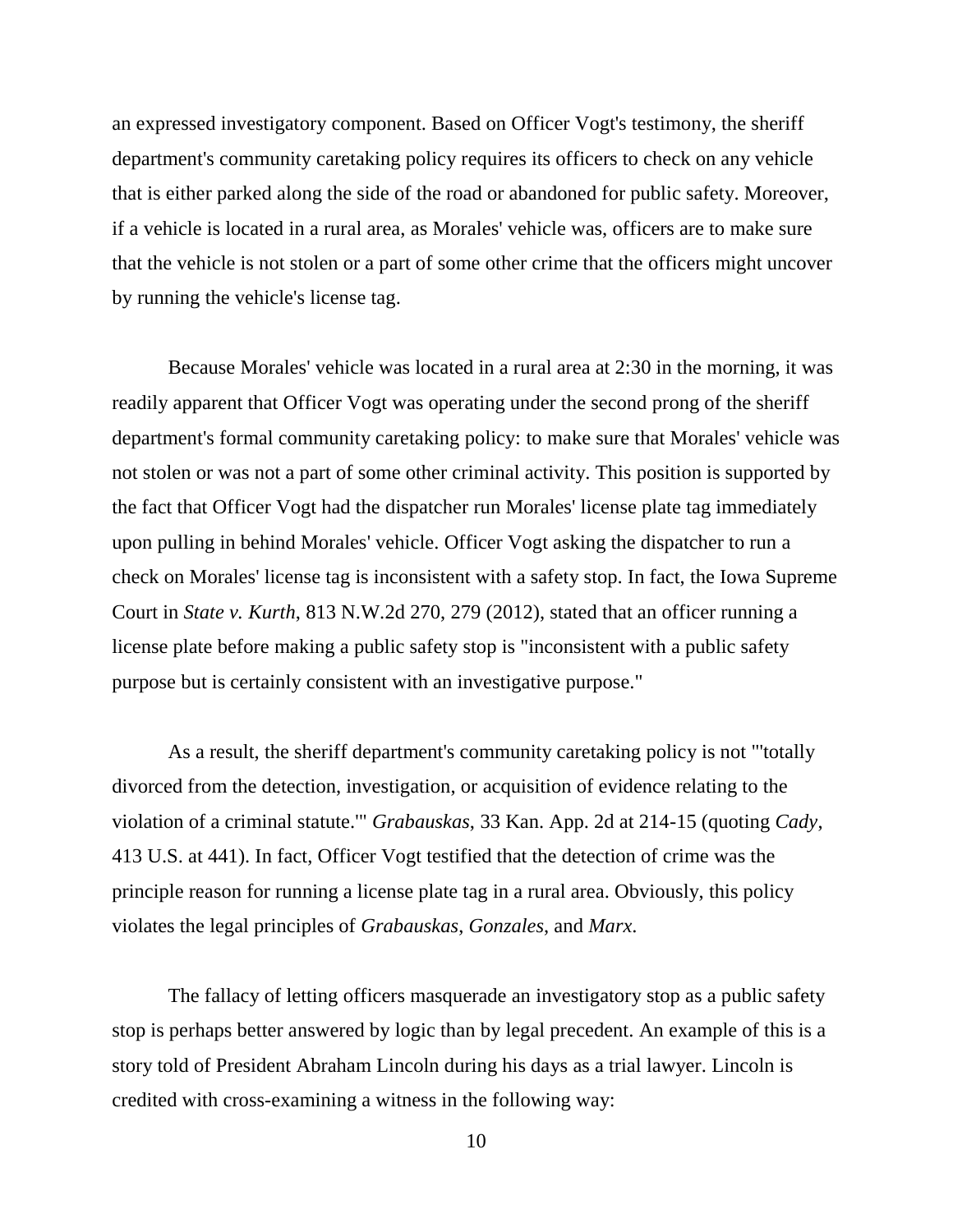an expressed investigatory component. Based on Officer Vogt's testimony, the sheriff department's community caretaking policy requires its officers to check on any vehicle that is either parked along the side of the road or abandoned for public safety. Moreover, if a vehicle is located in a rural area, as Morales' vehicle was, officers are to make sure that the vehicle is not stolen or a part of some other crime that the officers might uncover by running the vehicle's license tag.

Because Morales' vehicle was located in a rural area at 2:30 in the morning, it was readily apparent that Officer Vogt was operating under the second prong of the sheriff department's formal community caretaking policy: to make sure that Morales' vehicle was not stolen or was not a part of some other criminal activity. This position is supported by the fact that Officer Vogt had the dispatcher run Morales' license plate tag immediately upon pulling in behind Morales' vehicle. Officer Vogt asking the dispatcher to run a check on Morales' license tag is inconsistent with a safety stop. In fact, the Iowa Supreme Court in *State v. Kurth*, 813 N.W.2d 270, 279 (2012), stated that an officer running a license plate before making a public safety stop is "inconsistent with a public safety purpose but is certainly consistent with an investigative purpose."

As a result, the sheriff department's community caretaking policy is not "'totally divorced from the detection, investigation, or acquisition of evidence relating to the violation of a criminal statute.'" *Grabauskas*, 33 Kan. App. 2d at 214-15 (quoting *Cady*, 413 U.S. at 441). In fact, Officer Vogt testified that the detection of crime was the principle reason for running a license plate tag in a rural area. Obviously, this policy violates the legal principles of *Grabauskas*, *Gonzales*, and *Marx*.

The fallacy of letting officers masquerade an investigatory stop as a public safety stop is perhaps better answered by logic than by legal precedent. An example of this is a story told of President Abraham Lincoln during his days as a trial lawyer. Lincoln is credited with cross-examining a witness in the following way: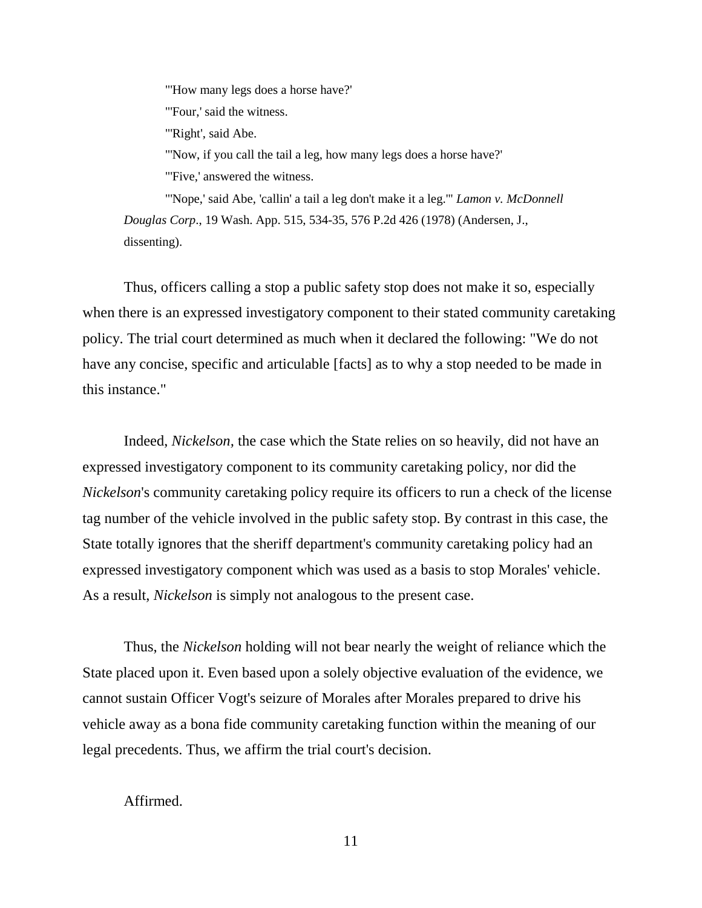"'How many legs does a horse have?'

"'Four,' said the witness.

"'Right', said Abe.

"'Now, if you call the tail a leg, how many legs does a horse have?'

"'Five,' answered the witness.

"'Nope,' said Abe, 'callin' a tail a leg don't make it a leg.'" *Lamon v. McDonnell Douglas Corp*., 19 Wash. App. 515, 534-35, 576 P.2d 426 (1978) (Andersen, J., dissenting).

Thus, officers calling a stop a public safety stop does not make it so, especially when there is an expressed investigatory component to their stated community caretaking policy. The trial court determined as much when it declared the following: "We do not have any concise, specific and articulable [facts] as to why a stop needed to be made in this instance."

Indeed, *Nickelson*, the case which the State relies on so heavily, did not have an expressed investigatory component to its community caretaking policy, nor did the *Nickelson*'s community caretaking policy require its officers to run a check of the license tag number of the vehicle involved in the public safety stop. By contrast in this case, the State totally ignores that the sheriff department's community caretaking policy had an expressed investigatory component which was used as a basis to stop Morales' vehicle. As a result, *Nickelson* is simply not analogous to the present case.

Thus, the *Nickelson* holding will not bear nearly the weight of reliance which the State placed upon it. Even based upon a solely objective evaluation of the evidence, we cannot sustain Officer Vogt's seizure of Morales after Morales prepared to drive his vehicle away as a bona fide community caretaking function within the meaning of our legal precedents. Thus, we affirm the trial court's decision.

Affirmed.